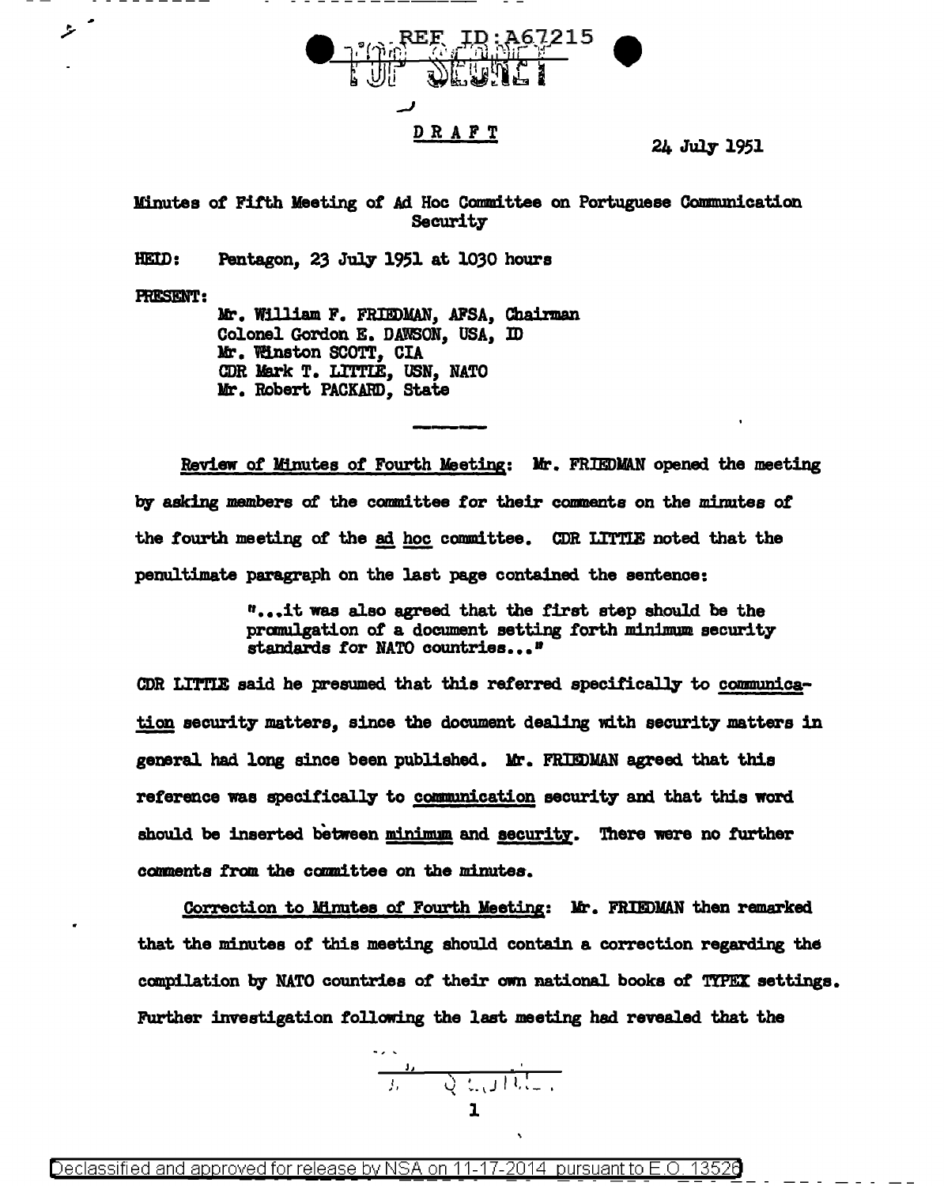REF ID:A67215

TOP SECRET

DRAFT

24 July 1951

Minutes of Fifth Meeting of Ad Hoc Committee on Portuguese Communication Security

HELD: Pentagon, 23 July 1951 at 1030 hours

PRESENT:

Mr. William F. FRIEDMAN, AFSA, Chairman
Colonel Gordon E. DAWSON, USA, ID
Mr. Winston SCOTT, CIA
CDR Mark T. LITTLE, USN, NATO
Mr. Robert PACKARD, State

---

Review of Minutes of Fourth Meeting: Mr. FRIEDMAN opened the meeting by asking members of the committee for their comments on the minutes of the fourth meeting of the *ad hoc* committee. CDR LITTLE noted that the penultimate paragraph on the last page contained the sentence:

> "...it was also agreed that the first step should be the promulgation of a document setting forth minimum security standards for NATO countries..."

CDR LITTLE said he presumed that this referred specifically to communication security matters, since the document dealing with security matters in general had long since been published. Mr. FRIEDMAN agreed that this reference was specifically to communication security and that this word should be inserted between minimum and security. There were no further comments from the committee on the minutes.

Correction to Minutes of Fourth Meeting: Mr. FRIEDMAN then remarked that the minutes of this meeting should contain a correction regarding the compilation by NATO countries of their own national books of TYPEX settings. Further investigation following the last meeting had revealed that the

Declassified and approved for release by NSA on 11-17-2014 pursuant to E.O. 13526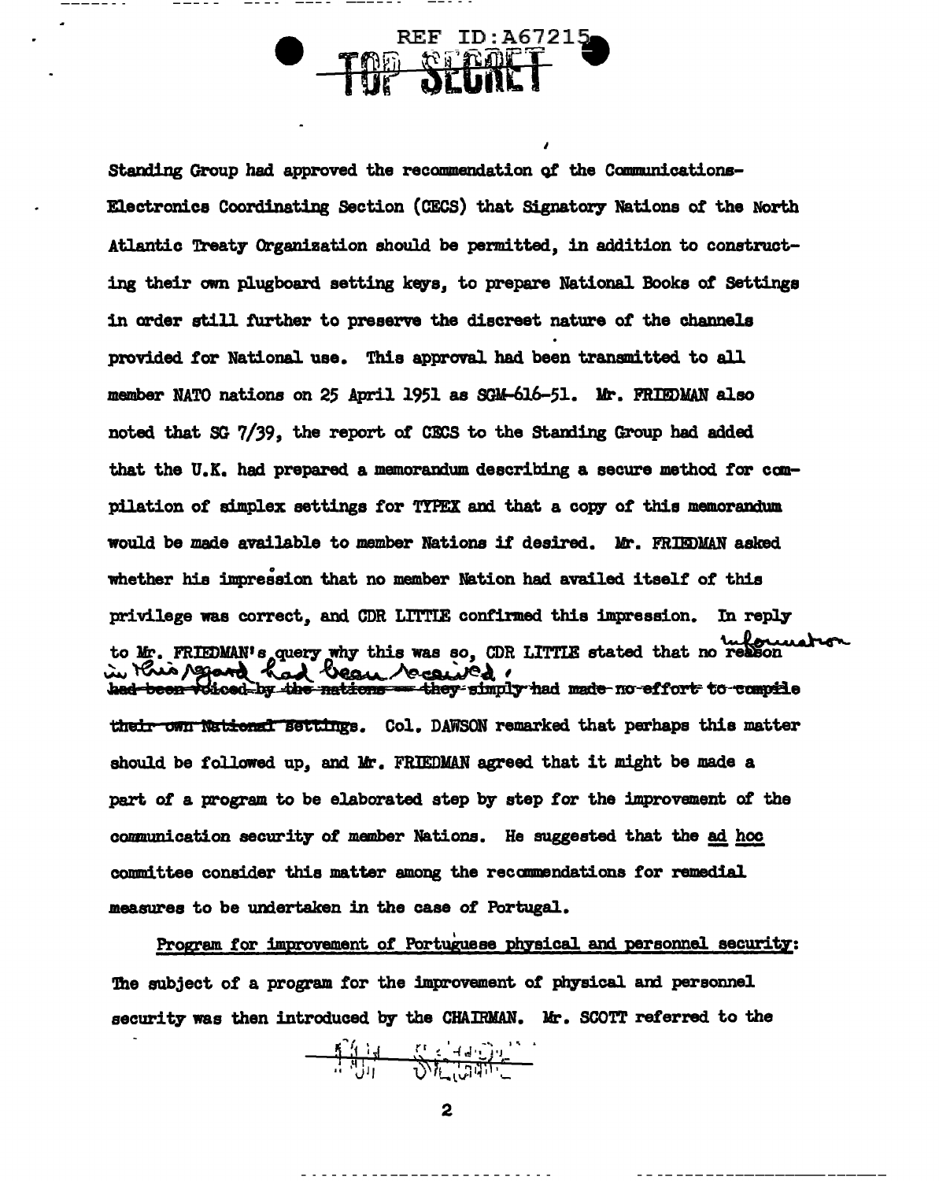Standing Group had approved the recommendation of the Communications-Electronics Coordinating Section (CECS) that Signatory Nations of the North Atlantic Treaty Organization should be permitted, in addition to constructing their own plugboard setting keys, to prepare National Books of Settings in order still further to preserve the discreet nature of the channels provided for National use. This approval had been transmitted to all member NATO nations on 25 April 1951 as SGM-616-51. Mr. FRIEDMAN also noted that SG 7/39, the report of CECS to the Standing Group had added that the U.K. had prepared a memorandum describing a secure method for compilation of simplex settings for TYPEX and that a copy of this memorandum would be made available to member Nations if desired. Mr. FRIEDMAN asked whether his impression that no member Nation had availed itself of this privilege was correct, and CDR LITTLE confirmed this impression. In reply to Mr. FRIEDMAN's query why this was so, CDR LITTLE stated that no ~~reason~~ information in this regard had been received. ~~had been voiced by the nations -- they simply had made no effort to compile their own National settings.~~ Col. DAWSON remarked that perhaps this matter should be followed up, and Mr. FRIEDMAN agreed that it might be made a part of a program to be elaborated step by step for the improvement of the communication security of member Nations. He suggested that the ad hoc committee consider this matter among the recommendations for remedial measures to be undertaken in the case of Portugal.

Program for improvement of Portuguese physical and personnel security: The subject of a program for the improvement of physical and personnel security was then introduced by the CHAIRMAN. Mr. SCOTT referred to the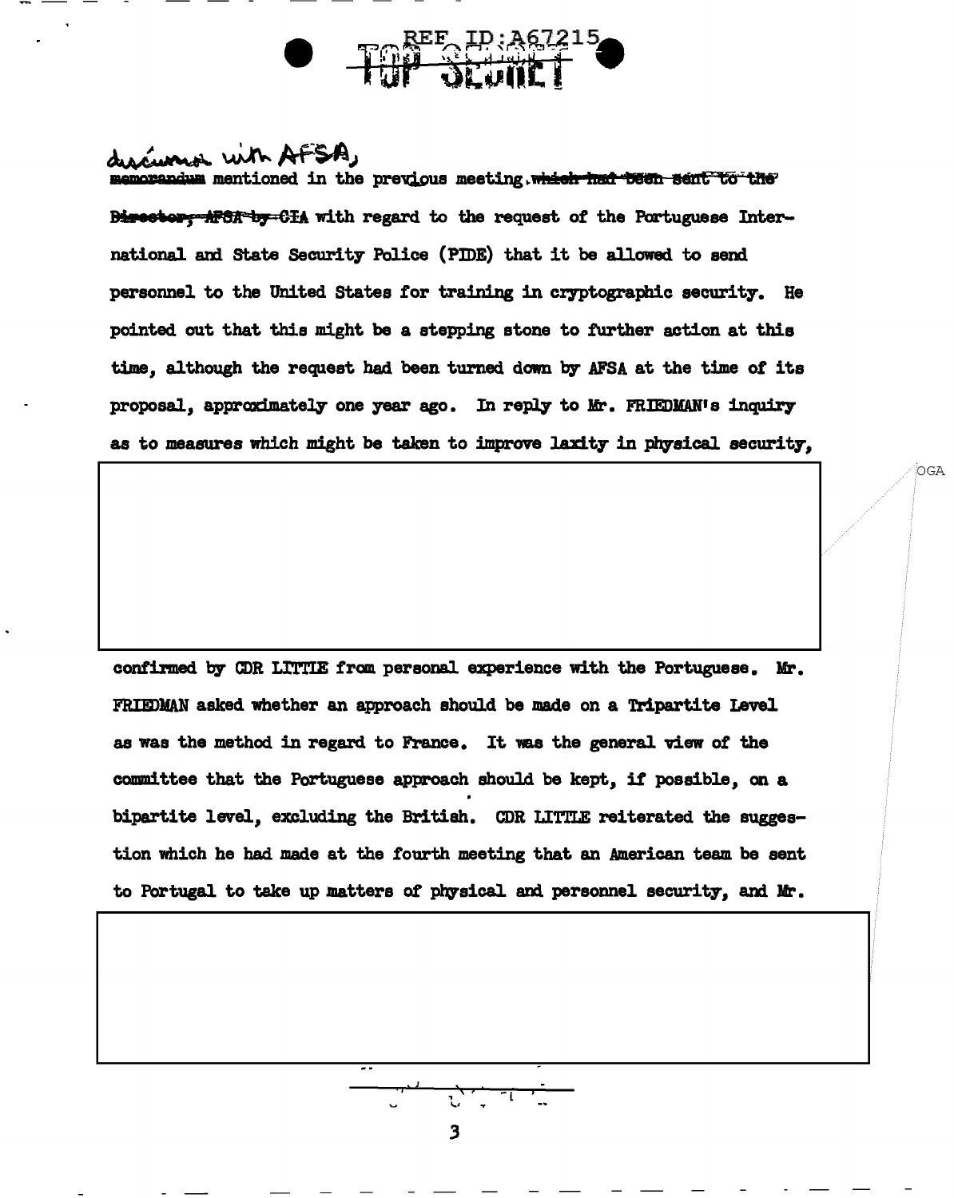discussion with AFSA, memorandum mentioned in the previous meeting ~~which had been sent to the Director, AFSA by CIA~~ with regard to the request of the Portuguese International and State Security Police (PIDE) that it be allowed to send personnel to the United States for training in cryptographic security. He pointed out that this might be a stepping stone to further action at this time, although the request had been turned down by AFSA at the time of its proposal, approximately one year ago. In reply to Mr. FRIEDMAN's inquiry as to measures which might be taken to improve laxity in physical security,

OGA

confirmed by CDR LITTLE from personal experience with the Portuguese. Mr. FRIEDMAN asked whether an approach should be made on a Tripartite Level as was the method in regard to France. It was the general view of the committee that the Portuguese approach should be kept, if possible, on a bipartite level, excluding the British. CDR LITTLE reiterated the suggestion which he had made at the fourth meeting that an American team be sent to Portugal to take up matters of physical and personnel security, and Mr.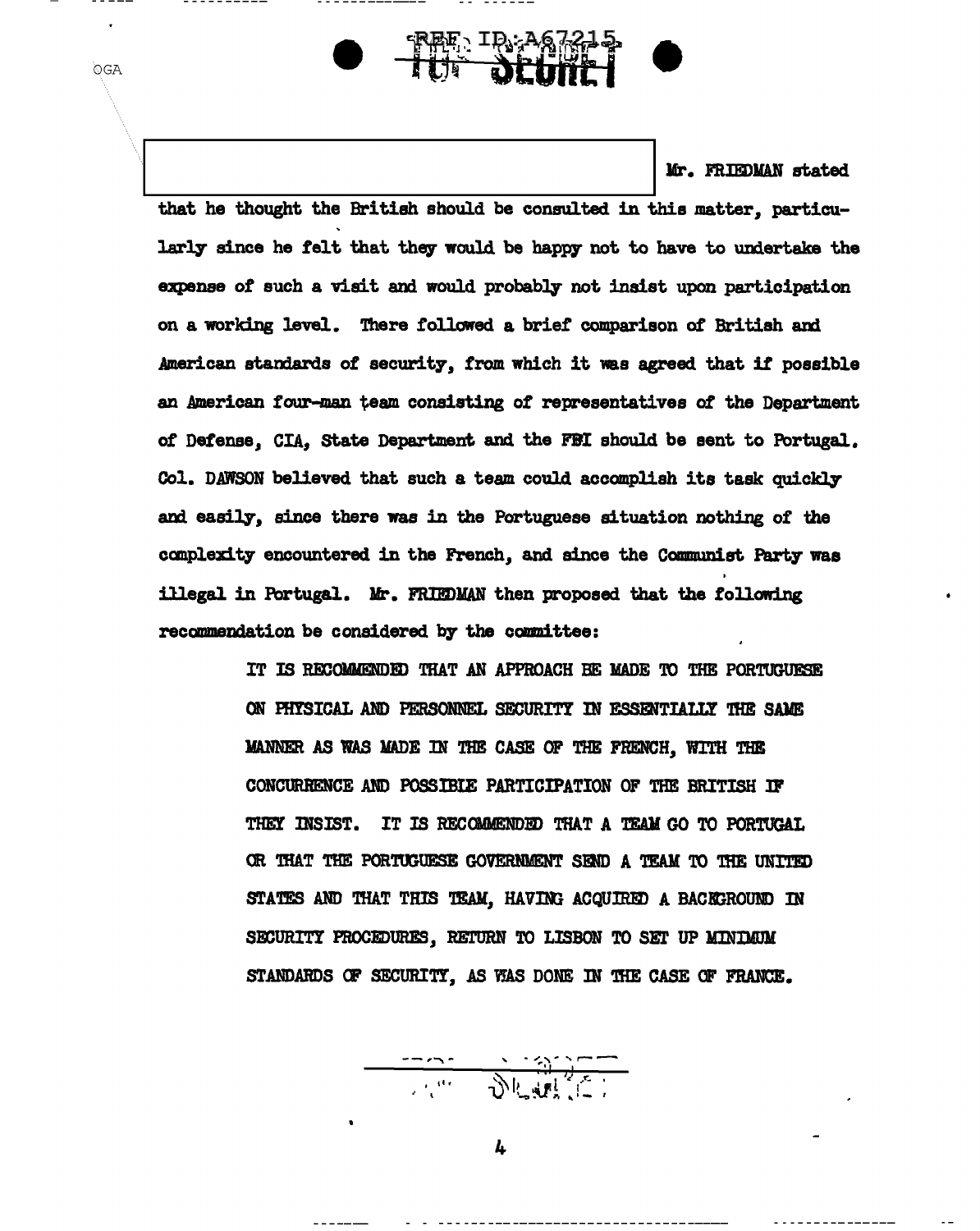Mr. FRIEDMAN stated that he thought the British should be consulted in this matter, particularly since he felt that they would be happy not to have to undertake the expense of such a visit and would probably not insist upon participation on a working level. There followed a brief comparison of British and American standards of security, from which it was agreed that if possible an American four-man team consisting of representatives of the Department of Defense, CIA, State Department and the FBI should be sent to Portugal. Col. DAWSON believed that such a team could accomplish its task quickly and easily, since there was in the Portuguese situation nothing of the complexity encountered in the French, and since the Communist Party was illegal in Portugal. Mr. FRIEDMAN then proposed that the following recommendation be considered by the committee:

> IT IS RECOMMENDED THAT AN APPROACH BE MADE TO THE PORTUGUESE ON PHYSICAL AND PERSONNEL SECURITY IN ESSENTIALLY THE SAME MANNER AS WAS MADE IN THE CASE OF THE FRENCH, WITH THE CONCURRENCE AND POSSIBLE PARTICIPATION OF THE BRITISH IF THEY INSIST. IT IS RECOMMENDED THAT A TEAM GO TO PORTUGAL OR THAT THE PORTUGUESE GOVERNMENT SEND A TEAM TO THE UNITED STATES AND THAT THIS TEAM, HAVING ACQUIRED A BACKGROUND IN SECURITY PROCEDURES, RETURN TO LISBON TO SET UP MINIMUM STANDARDS OF SECURITY, AS WAS DONE IN THE CASE OF FRANCE.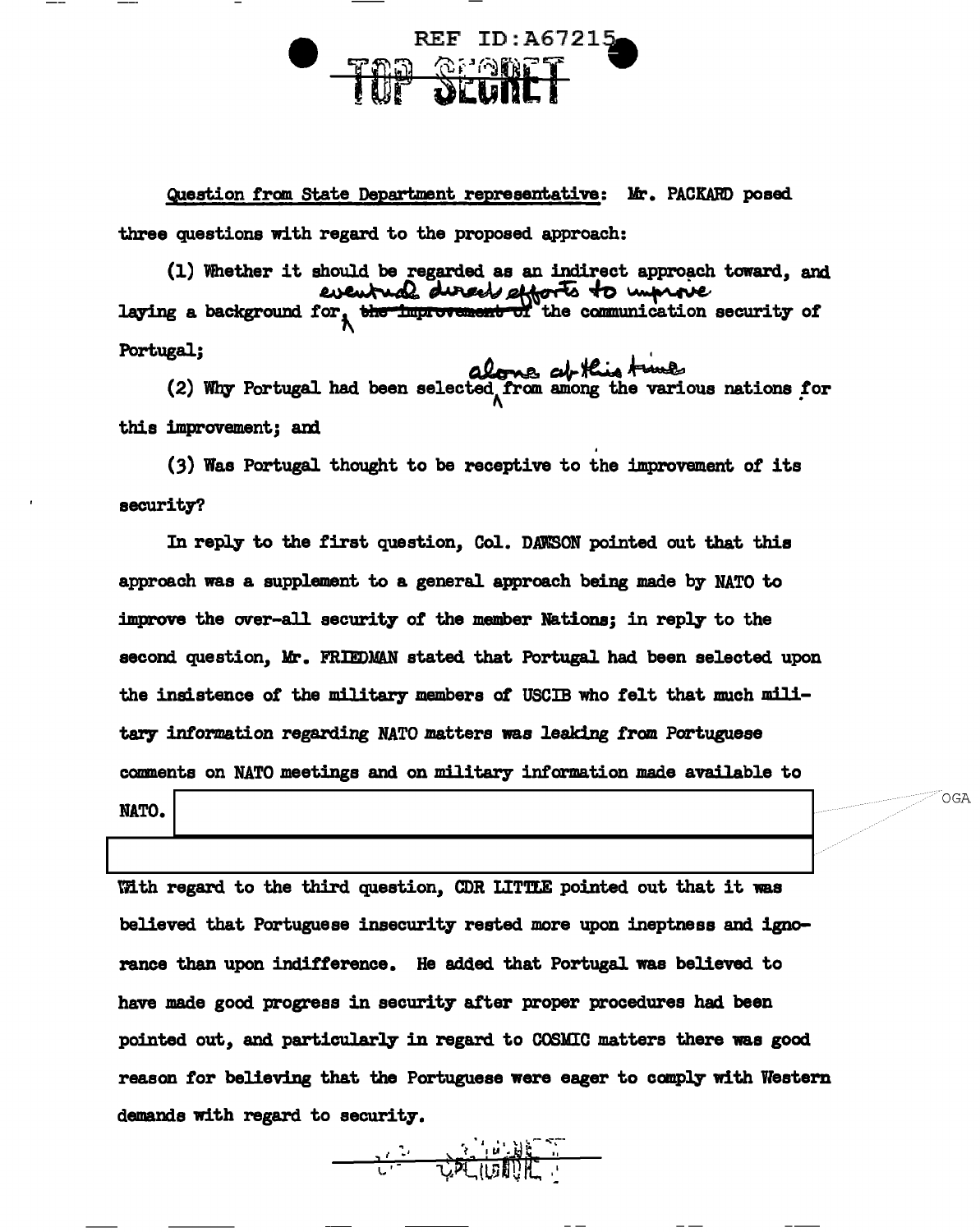REF ID:A67215

TOP SECRET

Question from State Department representative: Mr. PACKARD posed three questions with regard to the proposed approach:

(1) Whether it should be regarded as an indirect approach toward, and laying a background for, eventual direct efforts to improve ~~the improvement of~~ the communication security of Portugal;

(2) Why Portugal had been selected alone at this time from among the various nations for this improvement; and

(3) Was Portugal thought to be receptive to the improvement of its security?

In reply to the first question, Col. DAWSON pointed out that this approach was a supplement to a general approach being made by NATO to improve the over-all security of the member Nations; in reply to the second question, Mr. FRIEDMAN stated that Portugal had been selected upon the insistence of the military members of USCIB who felt that much military information regarding NATO matters was leaking from Portuguese comments on NATO meetings and on military information made available to NATO. [redacted — OGA]

With regard to the third question, CDR LITTLE pointed out that it was believed that Portuguese insecurity rested more upon ineptness and ignorance than upon indifference. He added that Portugal was believed to have made good progress in security after proper procedures had been pointed out, and particularly in regard to COSMIC matters there was good reason for believing that the Portuguese were eager to comply with Western demands with regard to security.

TOP SECRET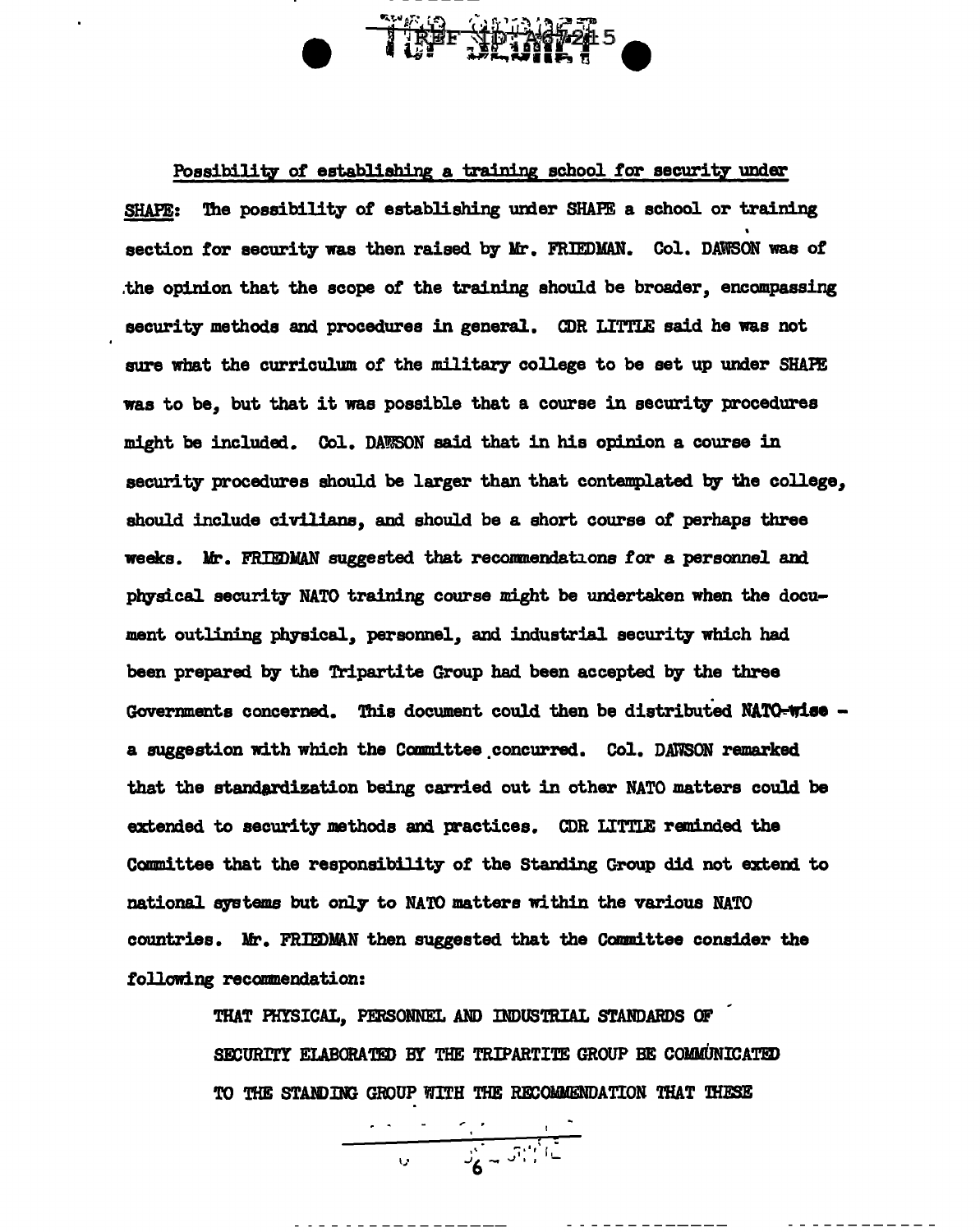Possibility of establishing a training school for security under SHAPE: The possibility of establishing under SHAPE a school or training section for security was then raised by Mr. FRIEDMAN. Col. DAWSON was of the opinion that the scope of the training should be broader, encompassing security methods and procedures in general. CDR LITTLE said he was not sure what the curriculum of the military college to be set up under SHAPE was to be, but that it was possible that a course in security procedures might be included. Col. DAWSON said that in his opinion a course in security procedures should be larger than that contemplated by the college, should include civilians, and should be a short course of perhaps three weeks. Mr. FRIEDMAN suggested that recommendations for a personnel and physical security NATO training course might be undertaken when the document outlining physical, personnel, and industrial security which had been prepared by the Tripartite Group had been accepted by the three Governments concerned. This document could then be distributed NATO-wise - a suggestion with which the Committee concurred. Col. DAWSON remarked that the standardization being carried out in other NATO matters could be extended to security methods and practices. CDR LITTLE reminded the Committee that the responsibility of the Standing Group did not extend to national systems but only to NATO matters within the various NATO countries. Mr. FRIEDMAN then suggested that the Committee consider the following recommendation:

> THAT PHYSICAL, PERSONNEL AND INDUSTRIAL STANDARDS OF SECURITY ELABORATED BY THE TRIPARTITE GROUP BE COMMUNICATED TO THE STANDING GROUP WITH THE RECOMMENDATION THAT THESE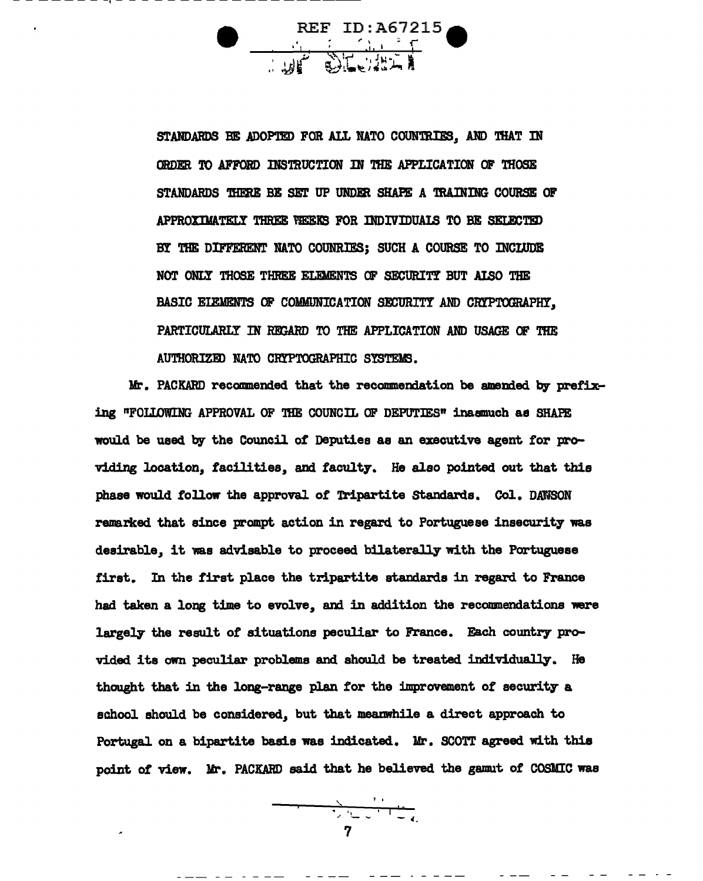STANDARDS BE ADOPTED FOR ALL NATO COUNTRIES, AND THAT IN ORDER TO AFFORD INSTRUCTION IN THE APPLICATION OF THOSE STANDARDS THERE BE SET UP UNDER SHAPE A TRAINING COURSE OF APPROXIMATELY THREE WEEKS FOR INDIVIDUALS TO BE SELECTED BY THE DIFFERENT NATO COUNRIES; SUCH A COURSE TO INCLUDE NOT ONLY THOSE THREE ELEMENTS OF SECURITY BUT ALSO THE BASIC ELEMENTS OF COMMUNICATION SECURITY AND CRYPTOGRAPHY, PARTICULARLY IN REGARD TO THE APPLICATION AND USAGE OF THE AUTHORIZED NATO CRYPTOGRAPHIC SYSTEMS.

Mr. PACKARD recommended that the recommendation be amended by prefixing "FOLLOWING APPROVAL OF THE COUNCIL OF DEPUTIES" inasmuch as SHAPE would be used by the Council of Deputies as an executive agent for providing location, facilities, and faculty. He also pointed out that this phase would follow the approval of Tripartite Standards. Col. DAWSON remarked that since prompt action in regard to Portuguese insecurity was desirable, it was advisable to proceed bilaterally with the Portuguese first. In the first place the tripartite standards in regard to France had taken a long time to evolve, and in addition the recommendations were largely the result of situations peculiar to France. Each country provided its own peculiar problems and should be treated individually. He thought that in the long-range plan for the improvement of security a school should be considered, but that meanwhile a direct approach to Portugal on a bipartite basis was indicated. Mr. SCOTT agreed with this point of view. Mr. PACKARD said that he believed the gamut of COSMIC was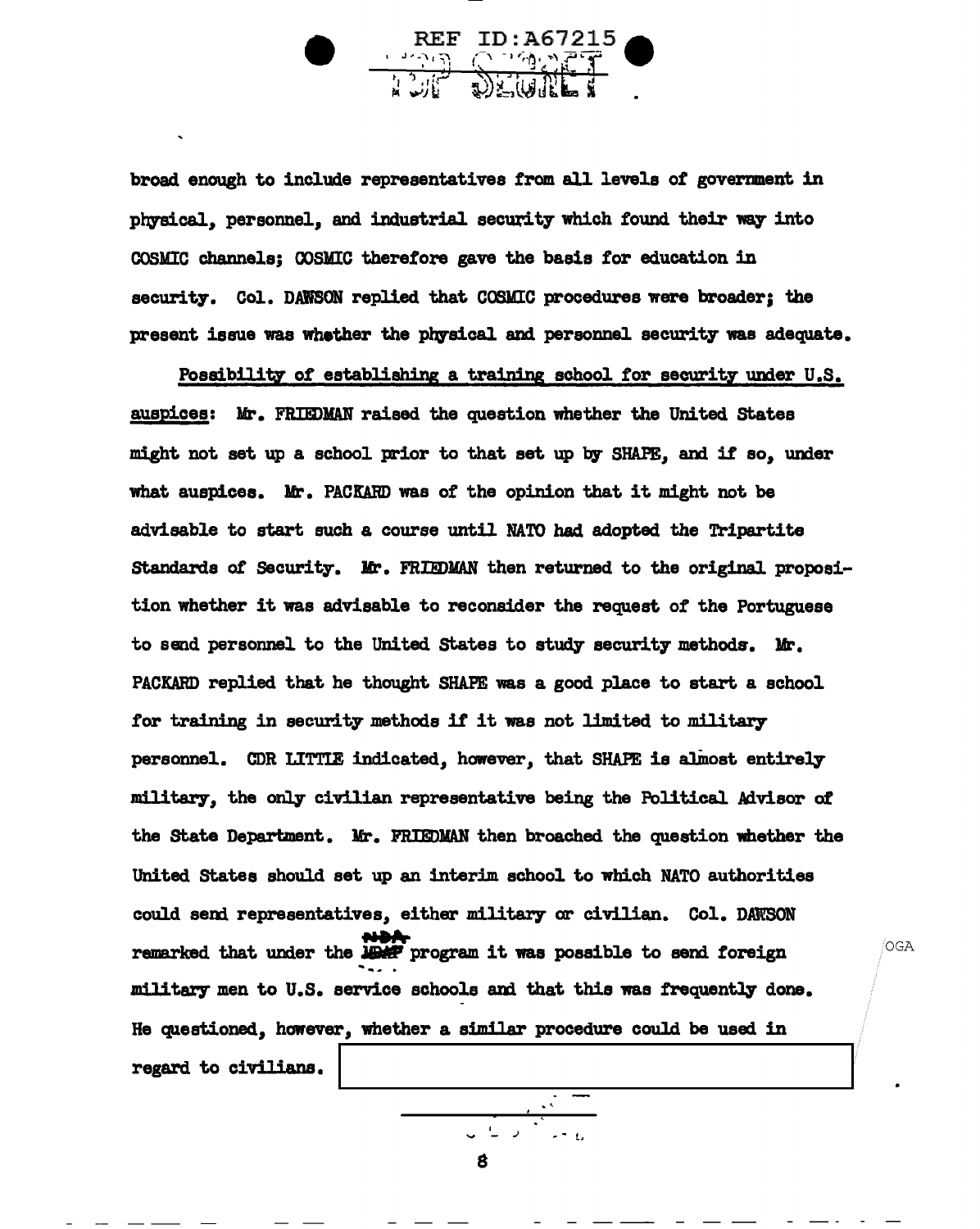broad enough to include representatives from all levels of government in physical, personnel, and industrial security which found their way into COSMIC channels; COSMIC therefore gave the basis for education in security. Col. DAWSON replied that COSMIC procedures were broader; the present issue was whether the physical and personnel security was adequate.

<u>Possibility of establishing a training school for security under U.S. auspices</u>: Mr. FRIEDMAN raised the question whether the United States might not set up a school prior to that set up by SHAPE, and if so, under what auspices. Mr. PACKARD was of the opinion that it might not be advisable to start such a course until NATO had adopted the Tripartite Standards of Security. Mr. FRIEDMAN then returned to the original proposition whether it was advisable to reconsider the request of the Portuguese to send personnel to the United States to study security methods. Mr. PACKARD replied that he thought SHAPE was a good place to start a school for training in security methods if it was not limited to military personnel. CDR LITTLE indicated, however, that SHAPE is almost entirely military, the only civilian representative being the Political Advisor of the State Department. Mr. FRIEDMAN then broached the question whether the United States should set up an interim school to which NATO authorities could send representatives, either military or civilian. Col. DAWSON remarked that under the MDAP program it was possible to send foreign military men to U.S. service schools and that this was frequently done. He questioned, however, whether a similar procedure could be used in regard to civilians.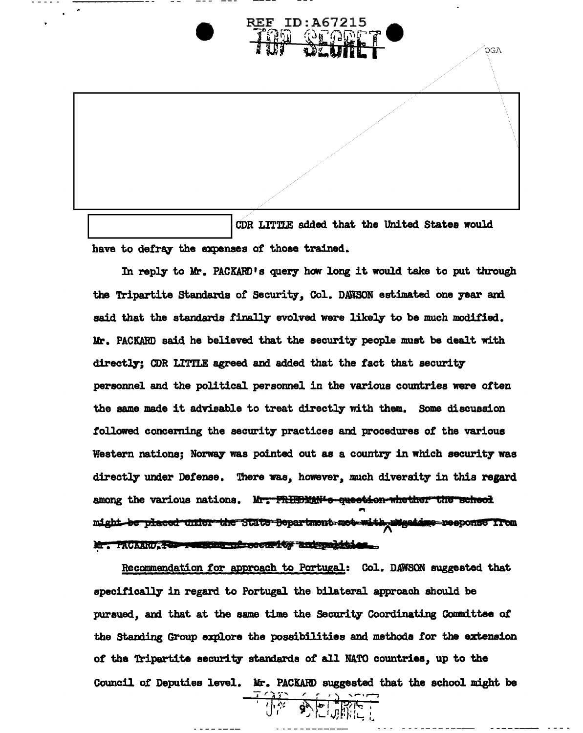REF ID:A67215

TOP SECRET

OGA

CDR LITTLE added that the United States would have to defray the expenses of those trained.

In reply to Mr. PACKARD's query how long it would take to put through the Tripartite Standards of Security, Col. DAWSON estimated one year and said that the standards finally evolved were likely to be much modified. Mr. PACKARD said he believed that the security people must be dealt with directly; CDR LITTLE agreed and added that the fact that security personnel and the political personnel in the various countries were often the same made it advisable to treat directly with them. Some discussion followed concerning the security practices and procedures of the various Western nations; Norway was pointed out as a country in which security was directly under Defense. There was, however, much diversity in this regard among the various nations. ~~Mr. FRIEDMAN's question whether the school might be placed under the State Department met with negative response from Mr. PACKARD, for reasons of security and politics.~~

Recommendation for approach to Portugal: Col. DAWSON suggested that specifically in regard to Portugal the bilateral approach should be pursued, and that at the same time the Security Coordinating Committee of the Standing Group explore the possibilities and methods for the extension of the Tripartite security standards of all NATO countries, up to the Council of Deputies level. Mr. PACKARD suggested that the school might be

TOP SECRET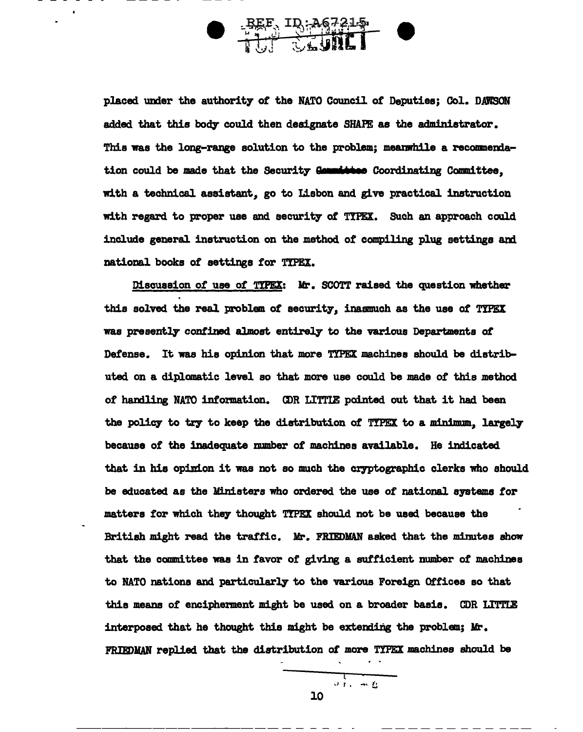placed under the authority of the NATO Council of Deputies; Col. DAWSON added that this body could then designate SHAPE as the administrator. This was the long-range solution to the problem; meanwhile a recommendation could be made that the Security Committee Coordinating Committee, with a technical assistant, go to Lisbon and give practical instruction with regard to proper use and security of TYPEX. Such an approach could include general instruction on the method of compiling plug settings and national books of settings for TYPEX.

Discussion of use of TYPEX: Mr. SCOTT raised the question whether this solved the real problem of security, inasmuch as the use of TYPEX was presently confined almost entirely to the various Departments of Defense. It was his opinion that more TYPEX machines should be distributed on a diplomatic level so that more use could be made of this method of handling NATO information. CDR LITTLE pointed out that it had been the policy to try to keep the distribution of TYPEX to a minimum, largely because of the inadequate number of machines available. He indicated that in his opinion it was not so much the cryptographic clerks who should be educated as the Ministers who ordered the use of national systems for matters for which they thought TYPEX should not be used because the British might read the traffic. Mr. FRIEDMAN asked that the minutes show that the committee was in favor of giving a sufficient number of machines to NATO nations and particularly to the various Foreign Offices so that this means of encipherment might be used on a broader basis. CDR LITTLE interposed that he thought this might be extending the problem; Mr. FRIEDMAN replied that the distribution of more TYPEX machines should be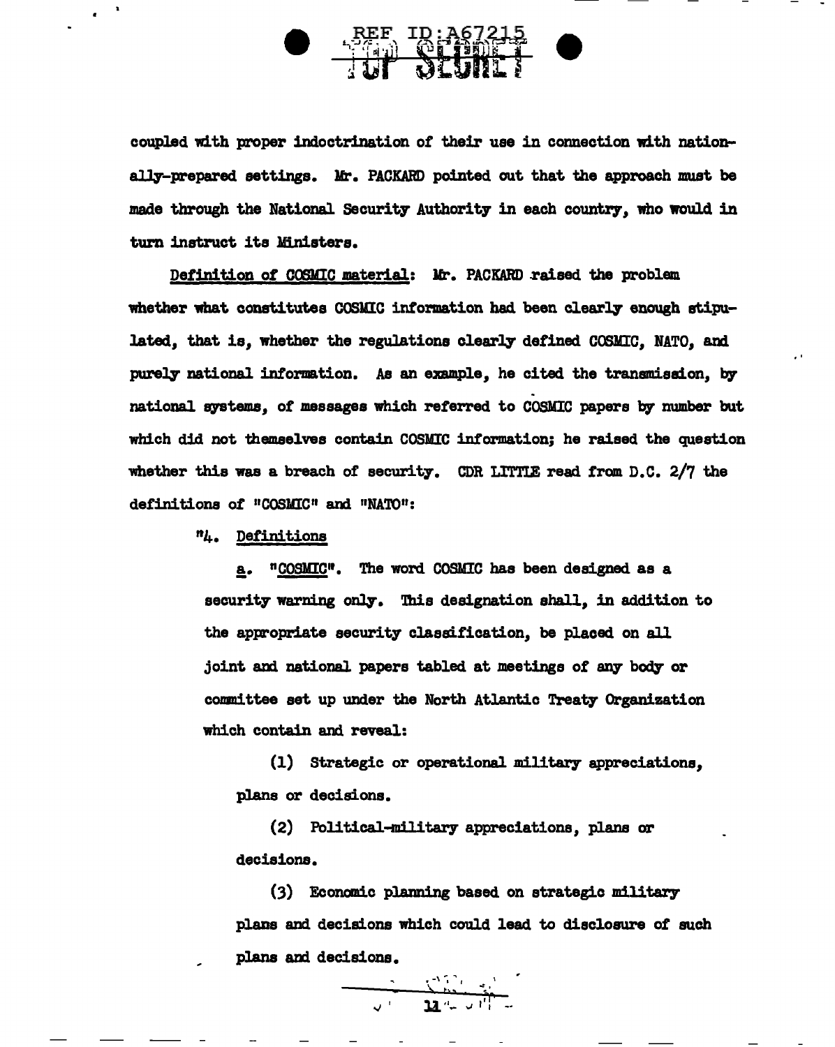coupled with proper indoctrination of their use in connection with nationally-prepared settings. Mr. PACKARD pointed out that the approach must be made through the National Security Authority in each country, who would in turn instruct its Ministers.

Definition of COSMIC material: Mr. PACKARD raised the problem whether what constitutes COSMIC information had been clearly enough stipulated, that is, whether the regulations clearly defined COSMIC, NATO, and purely national information. As an example, he cited the transmission, by national systems, of messages which referred to COSMIC papers by number but which did not themselves contain COSMIC information; he raised the question whether this was a breach of security. CDR LITTLE read from D.C. 2/7 the definitions of "COSMIC" and "NATO":

"4. Definitions

a. "COSMIC". The word COSMIC has been designed as a security warning only. This designation shall, in addition to the appropriate security classification, be placed on all joint and national papers tabled at meetings of any body or committee set up under the North Atlantic Treaty Organization which contain and reveal:

(1) Strategic or operational military appreciations, plans or decisions.

(2) Political-military appreciations, plans or decisions.

(3) Economic planning based on strategic military plans and decisions which could lead to disclosure of such plans and decisions.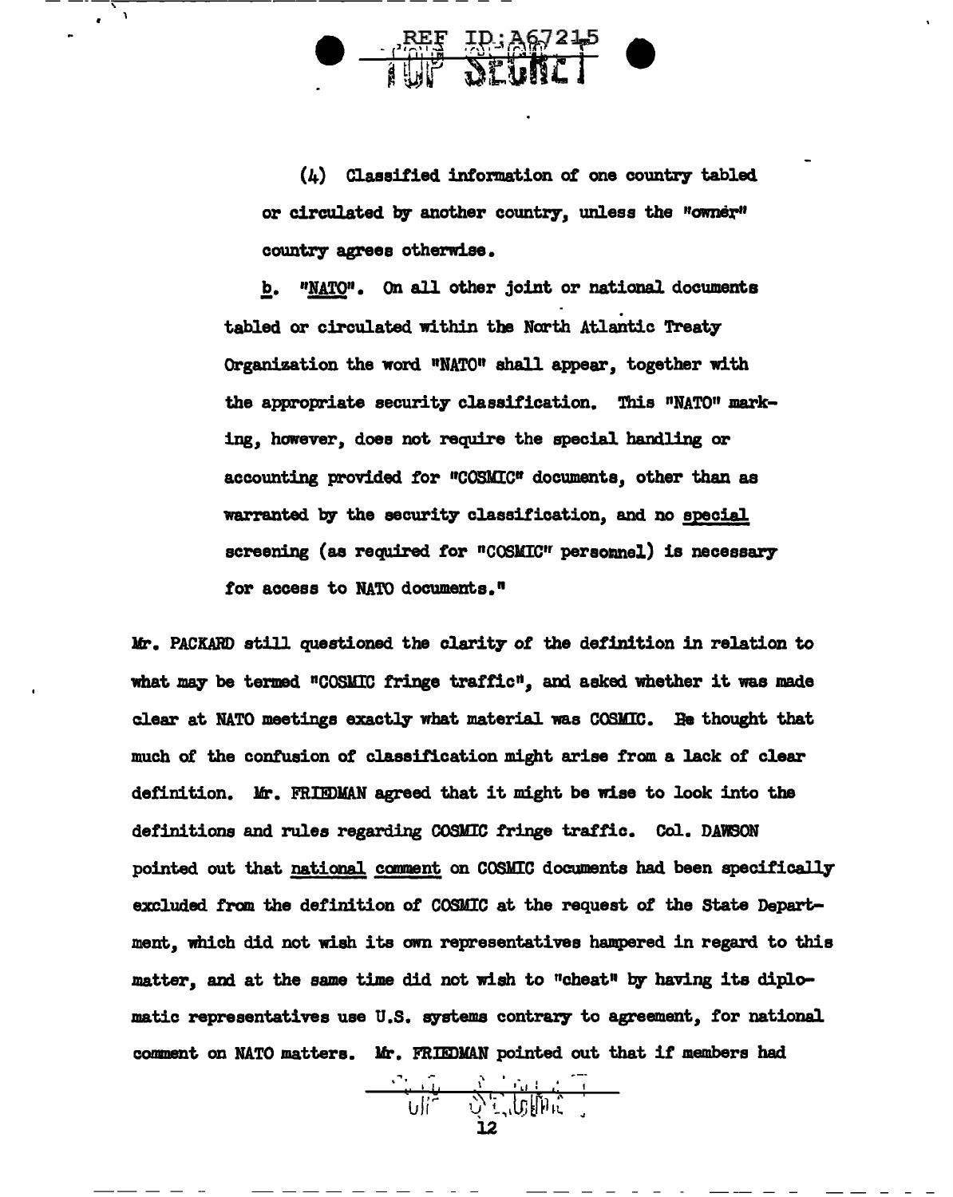(4) Classified information of one country tabled or circulated by another country, unless the "owner" country agrees otherwise.

b. "NATO". On all other joint or national documents tabled or circulated within the North Atlantic Treaty Organization the word "NATO" shall appear, together with the appropriate security classification. This "NATO" marking, however, does not require the special handling or accounting provided for "COSMIC" documents, other than as warranted by the security classification, and no special screening (as required for "COSMIC" personnel) is necessary for access to NATO documents."

Mr. PACKARD still questioned the clarity of the definition in relation to what may be termed "COSMIC fringe traffic", and asked whether it was made clear at NATO meetings exactly what material was COSMIC. He thought that much of the confusion of classification might arise from a lack of clear definition. Mr. FRIEDMAN agreed that it might be wise to look into the definitions and rules regarding COSMIC fringe traffic. Col. DAWSON pointed out that national comment on COSMIC documents had been specifically excluded from the definition of COSMIC at the request of the State Department, which did not wish its own representatives hampered in regard to this matter, and at the same time did not wish to "cheat" by having its diplomatic representatives use U.S. systems contrary to agreement, for national comment on NATO matters. Mr. FRIEDMAN pointed out that if members had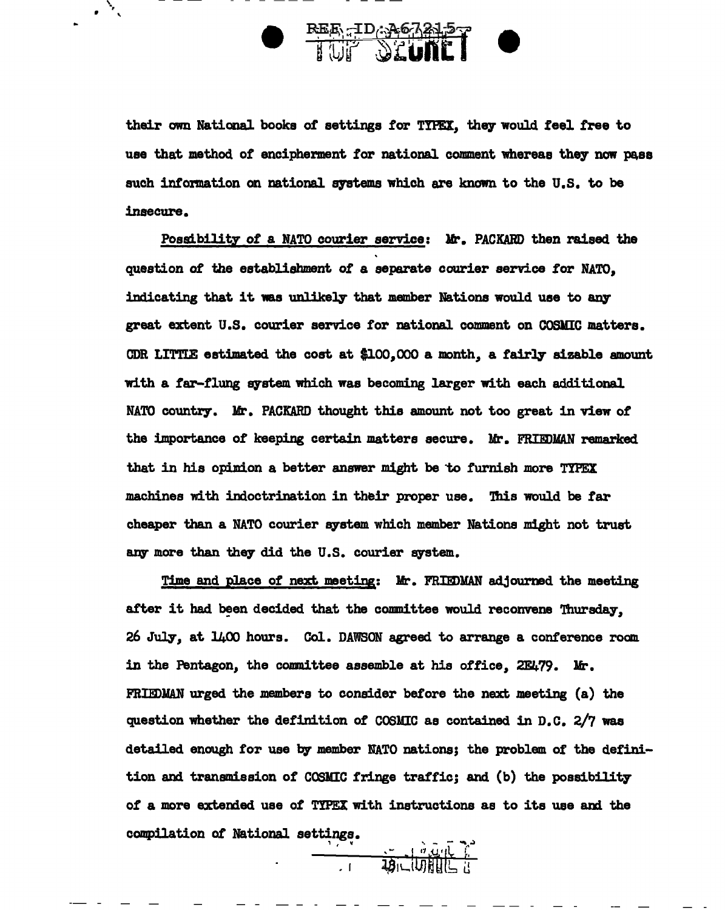their own National books of settings for TYPEX, they would feel free to use that method of encipherment for national comment whereas they now pass such information on national systems which are known to the U.S. to be insecure.

Possibility of a NATO courier service: Mr. PACKARD then raised the question of the establishment of a separate courier service for NATO, indicating that it was unlikely that member Nations would use to any great extent U.S. courier service for national comment on COSMIC matters. CDR LITTLE estimated the cost at $100,000 a month, a fairly sizable amount with a far-flung system which was becoming larger with each additional NATO country. Mr. PACKARD thought this amount not too great in view of the importance of keeping certain matters secure. Mr. FRIEDMAN remarked that in his opinion a better answer might be to furnish more TYPEX machines with indoctrination in their proper use. This would be far cheaper than a NATO courier system which member Nations might not trust any more than they did the U.S. courier system.

Time and place of next meeting: Mr. FRIEDMAN adjourned the meeting after it had been decided that the committee would reconvene Thursday, 26 July, at 1400 hours. Col. DAWSON agreed to arrange a conference room in the Pentagon, the committee assemble at his office, 2E479. Mr. FRIEDMAN urged the members to consider before the next meeting (a) the question whether the definition of COSMIC as contained in D.C. 2/7 was detailed enough for use by member NATO nations; the problem of the definition and transmission of COSMIC fringe traffic; and (b) the possibility of a more extended use of TYPEX with instructions as to its use and the compilation of National settings.